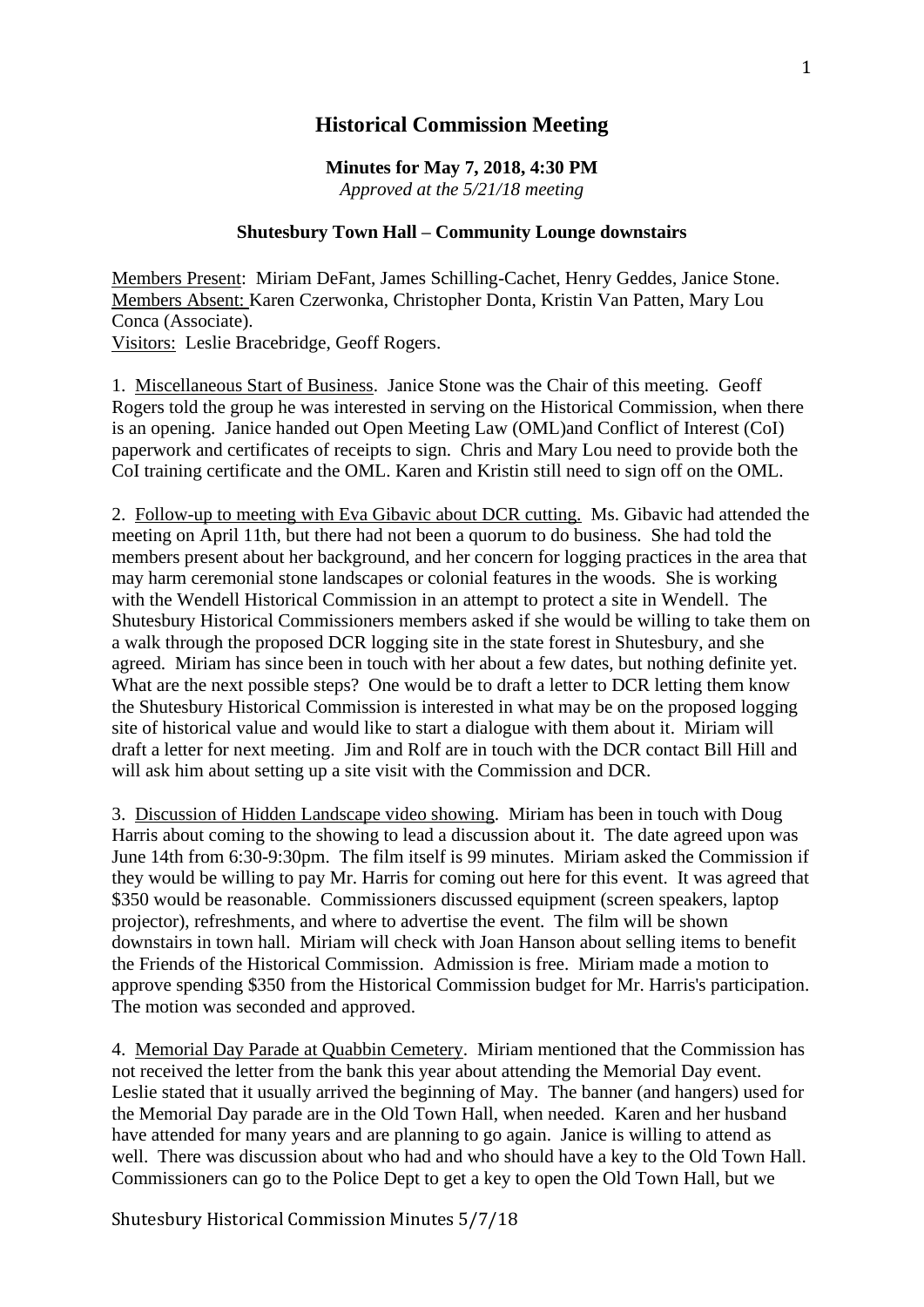# Historical Commission Meeting

**Minutes for May 7, 2018, 4:30 PM**
*Approved at the 5/21/18 meeting*

**Shutesbury Town Hall – Community Lounge downstairs**

Members Present: Miriam DeFant, James Schilling-Cachet, Henry Geddes, Janice Stone.
Members Absent: Karen Czerwonka, Christopher Donta, Kristin Van Patten, Mary Lou Conca (Associate).
Visitors: Leslie Bracebridge, Geoff Rogers.

1. Miscellaneous Start of Business. Janice Stone was the Chair of this meeting. Geoff Rogers told the group he was interested in serving on the Historical Commission, when there is an opening. Janice handed out Open Meeting Law (OML)and Conflict of Interest (CoI) paperwork and certificates of receipts to sign. Chris and Mary Lou need to provide both the CoI training certificate and the OML. Karen and Kristin still need to sign off on the OML.

2. Follow-up to meeting with Eva Gibavic about DCR cutting. Ms. Gibavic had attended the meeting on April 11th, but there had not been a quorum to do business. She had told the members present about her background, and her concern for logging practices in the area that may harm ceremonial stone landscapes or colonial features in the woods. She is working with the Wendell Historical Commission in an attempt to protect a site in Wendell. The Shutesbury Historical Commissioners members asked if she would be willing to take them on a walk through the proposed DCR logging site in the state forest in Shutesbury, and she agreed. Miriam has since been in touch with her about a few dates, but nothing definite yet. What are the next possible steps? One would be to draft a letter to DCR letting them know the Shutesbury Historical Commission is interested in what may be on the proposed logging site of historical value and would like to start a dialogue with them about it. Miriam will draft a letter for next meeting. Jim and Rolf are in touch with the DCR contact Bill Hill and will ask him about setting up a site visit with the Commission and DCR.

3. Discussion of Hidden Landscape video showing. Miriam has been in touch with Doug Harris about coming to the showing to lead a discussion about it. The date agreed upon was June 14th from 6:30-9:30pm. The film itself is 99 minutes. Miriam asked the Commission if they would be willing to pay Mr. Harris for coming out here for this event. It was agreed that $350 would be reasonable. Commissioners discussed equipment (screen speakers, laptop projector), refreshments, and where to advertise the event. The film will be shown downstairs in town hall. Miriam will check with Joan Hanson about selling items to benefit the Friends of the Historical Commission. Admission is free. Miriam made a motion to approve spending $350 from the Historical Commission budget for Mr. Harris's participation. The motion was seconded and approved.

4. Memorial Day Parade at Quabbin Cemetery. Miriam mentioned that the Commission has not received the letter from the bank this year about attending the Memorial Day event. Leslie stated that it usually arrived the beginning of May. The banner (and hangers) used for the Memorial Day parade are in the Old Town Hall, when needed. Karen and her husband have attended for many years and are planning to go again. Janice is willing to attend as well. There was discussion about who had and who should have a key to the Old Town Hall. Commissioners can go to the Police Dept to get a key to open the Old Town Hall, but we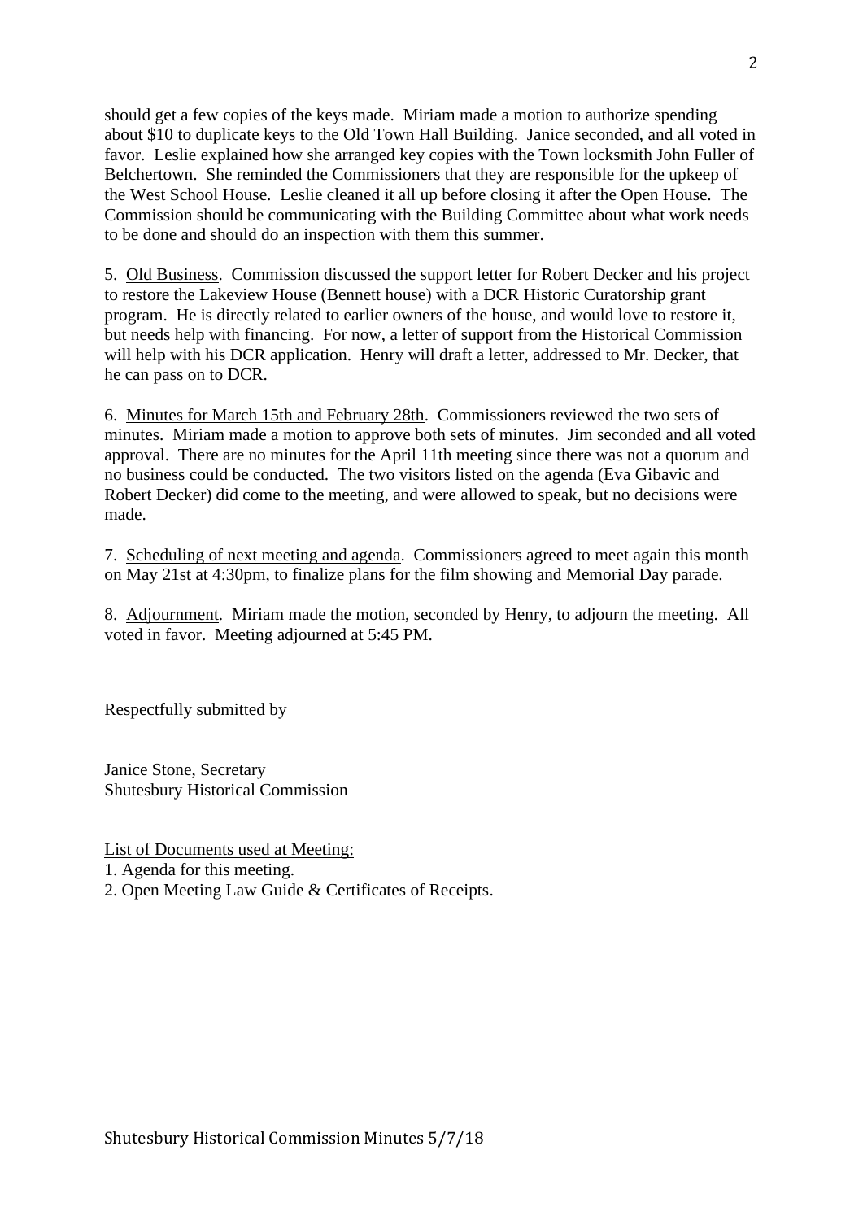should get a few copies of the keys made. Miriam made a motion to authorize spending about $10 to duplicate keys to the Old Town Hall Building. Janice seconded, and all voted in favor. Leslie explained how she arranged key copies with the Town locksmith John Fuller of Belchertown. She reminded the Commissioners that they are responsible for the upkeep of the West School House. Leslie cleaned it all up before closing it after the Open House. The Commission should be communicating with the Building Committee about what work needs to be done and should do an inspection with them this summer.

5. Old Business. Commission discussed the support letter for Robert Decker and his project to restore the Lakeview House (Bennett house) with a DCR Historic Curatorship grant program. He is directly related to earlier owners of the house, and would love to restore it, but needs help with financing. For now, a letter of support from the Historical Commission will help with his DCR application. Henry will draft a letter, addressed to Mr. Decker, that he can pass on to DCR.

6. Minutes for March 15th and February 28th. Commissioners reviewed the two sets of minutes. Miriam made a motion to approve both sets of minutes. Jim seconded and all voted approval. There are no minutes for the April 11th meeting since there was not a quorum and no business could be conducted. The two visitors listed on the agenda (Eva Gibavic and Robert Decker) did come to the meeting, and were allowed to speak, but no decisions were made.

7. Scheduling of next meeting and agenda. Commissioners agreed to meet again this month on May 21st at 4:30pm, to finalize plans for the film showing and Memorial Day parade.

8. Adjournment. Miriam made the motion, seconded by Henry, to adjourn the meeting. All voted in favor. Meeting adjourned at 5:45 PM.

Respectfully submitted by

Janice Stone, Secretary
Shutesbury Historical Commission

List of Documents used at Meeting:

1. Agenda for this meeting.
2. Open Meeting Law Guide & Certificates of Receipts.